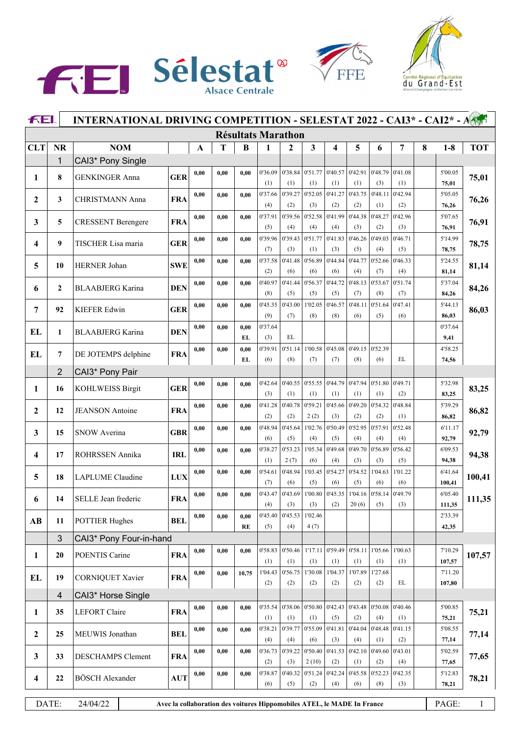# INTERNATIONAL DRIVING COMPETITION - SELESTAT 2022 - CAI3* - CAI2* - A

## Résultats Marathon

| CLT | NR | NOM | | A | T | B | 1 | 2 | 3 | 4 | 5 | 6 | 7 | 8 | 1-8 | TOT |
|---|---|---|---|---|---|---|---|---|---|---|---|---|---|---|---|---|
| | 1 | CAI3* Pony Single | | | | | | | | | | | | | | |
| 1 | 8 | GENKINGER Anna | GER | 0,00 | 0,00 | 0,00 | 0'36.09 (1) | 0'38.84 (1) | 0'51.77 (1) | 0'40.57 (1) | 0'42.91 (1) | 0'48.79 (3) | 0'41.08 (1) | | 5'00.05 75,01 | 75,01 |
| 2 | 3 | CHRISTMANN Anna | FRA | 0,00 | 0,00 | 0,00 | 0'37.66 (4) | 0'39.27 (2) | 0'52.05 (3) | 0'41.27 (2) | 0'43.75 (2) | 0'48.11 (1) | 0'42.94 (2) | | 5'05.05 76,26 | 76,26 |
| 3 | 5 | CRESSENT Berengere | FRA | 0,00 | 0,00 | 0,00 | 0'37.91 (5) | 0'39.56 (4) | 0'52.58 (4) | 0'41.99 (4) | 0'44.38 (3) | 0'48.27 (2) | 0'42.96 (3) | | 5'07.65 76,91 | 76,91 |
| 4 | 9 | TISCHER Lisa maria | GER | 0,00 | 0,00 | 0,00 | 0'39.96 (7) | 0'39.43 (3) | 0'51.77 (1) | 0'41.83 (3) | 0'46.26 (5) | 0'49.03 (4) | 0'46.71 (5) | | 5'14.99 78,75 | 78,75 |
| 5 | 10 | HERNER Johan | SWE | 0,00 | 0,00 | 0,00 | 0'37.58 (2) | 0'41.48 (6) | 0'56.89 (6) | 0'44.84 (6) | 0'44.77 (4) | 0'52.66 (7) | 0'46.33 (4) | | 5'24.55 81,14 | 81,14 |
| 6 | 2 | BLAABJERG Karina | DEN | 0,00 | 0,00 | 0,00 | 0'40.97 (8) | 0'41.44 (5) | 0'56.37 (5) | 0'44.72 (5) | 0'48.13 (7) | 0'53.67 (8) | 0'51.74 (7) | | 5'37.04 84,26 | 84,26 |
| 7 | 92 | KIEFER Edwin | GER | 0,00 | 0,00 | 0,00 | 0'45.35 (9) | 0'43.00 (7) | 1'02.05 (8) | 0'46.57 (8) | 0'48.11 (6) | 0'51.64 (5) | 0'47.41 (6) | | 5'44.13 86,03 | 86,03 |
| EL | 1 | BLAABJERG Karina | DEN | 0,00 | 0,00 | 0,00 EL | 0'37.64 (3) | EL | | | | | | | 0'37.64 9,41 | |
| EL | 7 | DE JOTEMPS delphine | FRA | 0,00 | 0,00 | 0,00 EL | 0'39.91 (6) | 0'51.14 (8) | 1'00.58 (7) | 0'45.08 (7) | 0'49.15 (8) | 0'52.39 (6) | EL | | 4'58.25 74,56 | |
| | 2 | CAI3* Pony Pair | | | | | | | | | | | | | | |
| 1 | 16 | KOHLWEISS Birgit | GER | 0,00 | 0,00 | 0,00 | 0'42.64 (3) | 0'40.55 (1) | 0'55.55 (1) | 0'44.79 (1) | 0'47.94 (1) | 0'51.80 (1) | 0'49.71 (2) | | 5'32.98 83,25 | 83,25 |
| 2 | 12 | JEANSON Antoine | FRA | 0,00 | 0,00 | 0,00 | 0'41.28 (2) | 0'40.78 (2) | 0'59.21 2 (2) | 0'45.66 (3) | 0'49.20 (2) | 0'54.32 (2) | 0'48.84 (1) | | 5'39.29 86,82 | 86,82 |
| 3 | 15 | SNOW Averina | GBR | 0,00 | 0,00 | 0,00 | 0'48.94 (6) | 0'45.64 (5) | 1'02.76 (4) | 0'50.49 (5) | 0'52.95 (4) | 0'57.91 (4) | 0'52.48 (4) | | 6'11.17 92,79 | 92,79 |
| 4 | 17 | ROHRSSEN Annika | IRL | 0,00 | 0,00 | 0,00 | 0'38.27 (1) | 0'53.23 2 (7) | 1'05.34 (6) | 0'49.68 (4) | 0'49.70 (3) | 0'56.89 (3) | 0'56.42 (5) | | 6'09.53 94,38 | 94,38 |
| 5 | 18 | LAPLUME Claudine | LUX | 0,00 | 0,00 | 0,00 | 0'54.61 (7) | 0'48.94 (6) | 1'03.45 (5) | 0'54.27 (6) | 0'54.52 (5) | 1'04.63 (6) | 1'01.22 (6) | | 6'41.64 100,41 | 100,41 |
| 6 | 14 | SELLE Jean frederic | FRA | 0,00 | 0,00 | 0,00 | 0'43.47 (4) | 0'43.69 (3) | 1'00.80 (3) | 0'45.35 (2) | 1'04.16 20 (6) | 0'58.14 (5) | 0'49.79 (3) | | 6'05.40 111,35 | 111,35 |
| AB | 11 | POTTIER Hughes | BEL | 0,00 | 0,00 | 0,00 RE | 0'45.40 (5) | 0'45.53 (4) | 1'02.46 4 (7) | | | | | | 2'33.39 42,35 | |
| | 3 | CAI3* Pony Four-in-hand | | | | | | | | | | | | | | |
| 1 | 20 | POENTIS Carine | FRA | 0,00 | 0,00 | 0,00 | 0'58.83 (1) | 0'50.46 (1) | 1'17.11 (1) | 0'59.49 (1) | 0'58.11 (1) | 1'05.66 (1) | 1'00.63 (1) | | 7'10.29 107,57 | 107,57 |
| EL | 19 | CORNIQUET Xavier | FRA | 0,00 | 0,00 | 10,75 | 1'04.43 (2) | 0'56.75 (2) | 1'30.08 (2) | 1'04.37 (2) | 1'07.89 (2) | 1'27.68 (2) | EL | | 7'11.20 107,80 | |
| | 4 | CAI3* Horse Single | | | | | | | | | | | | | | |
| 1 | 35 | LEFORT Claire | FRA | 0,00 | 0,00 | 0,00 | 0'35.54 (1) | 0'38.06 (1) | 0'50.80 (1) | 0'42.43 (5) | 0'43.48 (2) | 0'50.08 (4) | 0'40.46 (1) | | 5'00.85 75,21 | 75,21 |
| 2 | 25 | MEUWIS Jonathan | BEL | 0,00 | 0,00 | 0,00 | 0'38.21 (4) | 0'39.77 (4) | 0'55.09 (6) | 0'41.81 (3) | 0'44.04 (4) | 0'48.48 (1) | 0'41.15 (2) | | 5'08.55 77,14 | 77,14 |
| 3 | 33 | DESCHAMPS Clement | FRA | 0,00 | 0,00 | 0,00 | 0'36.73 (2) | 0'39.22 (3) | 0'50.40 2 (10) | 0'41.53 (2) | 0'42.10 (1) | 0'49.60 (2) | 0'43.01 (4) | | 5'02.59 77,65 | 77,65 |
| 4 | 22 | BÖSCH Alexander | AUT | 0,00 | 0,00 | 0,00 | 0'38.87 (6) | 0'40.32 (5) | 0'51.24 (2) | 0'42.24 (4) | 0'45.58 (6) | 0'52.23 (8) | 0'42.35 (3) | | 5'12.83 78,21 | 78,21 |

DATE: 24/04/22 — Avec la collaboration des voitures Hippomobiles ATEL, le MADE In France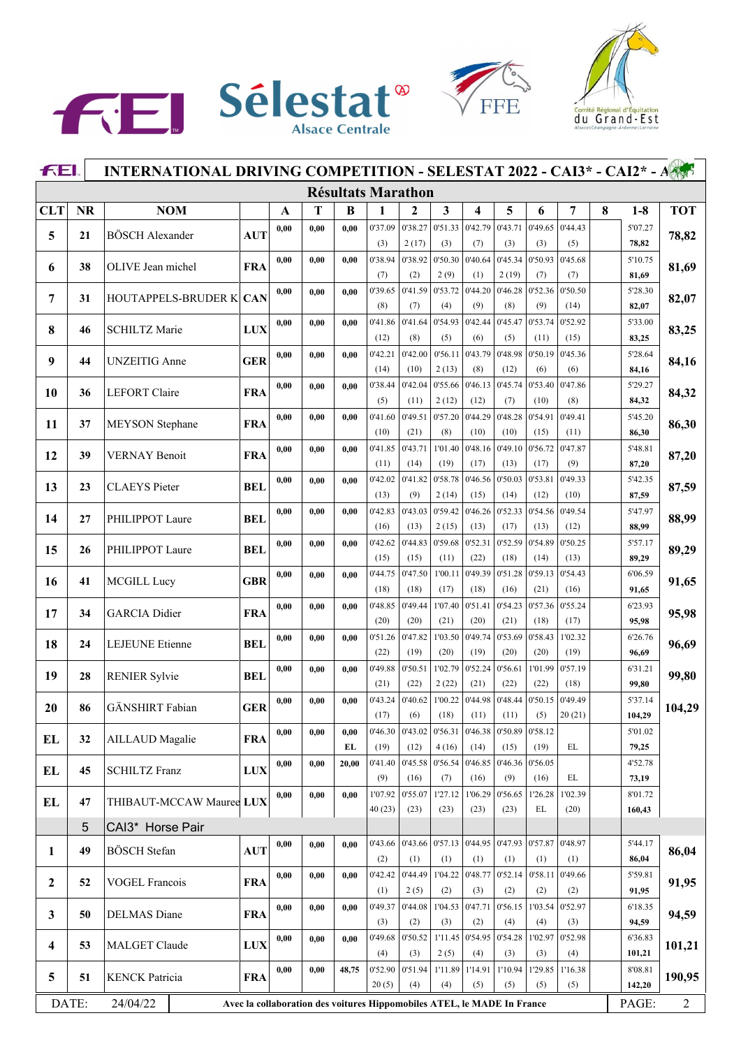# INTERNATIONAL DRIVING COMPETITION - SELESTAT 2022 - CAI3* - CAI2* - A

## Résultats Marathon

| CLT | NR | NOM | | A | T | B | 1 | 2 | 3 | 4 | 5 | 6 | 7 | 8 | 1-8 | TOT |
|---|---|---|---|---|---|---|---|---|---|---|---|---|---|---|---|---|
| 5 | 21 | BÖSCH Alexander | AUT | 0,00 | 0,00 | 0,00 | 0'37.09 (3) | 0'38.27 2 (17) | 0'51.33 (3) | 0'42.79 (7) | 0'43.71 (3) | 0'49.65 (3) | 0'44.43 (5) | | 5'07.27 78,82 | 78,82 |
| 6 | 38 | OLIVE Jean michel | FRA | 0,00 | 0,00 | 0,00 | 0'38.94 (7) | 0'38.92 (2) | 0'50.30 2 (9) | 0'40.64 (1) | 0'45.34 2 (19) | 0'50.93 (7) | 0'45.68 (7) | | 5'10.75 81,69 | 81,69 |
| 7 | 31 | HOUTAPPELS-BRUDER K | CAN | 0,00 | 0,00 | 0,00 | 0'39.65 (8) | 0'41.59 (7) | 0'53.72 (4) | 0'44.20 (9) | 0'46.28 (8) | 0'52.36 (9) | 0'50.50 (14) | | 5'28.30 82,07 | 82,07 |
| 8 | 46 | SCHILTZ Marie | LUX | 0,00 | 0,00 | 0,00 | 0'41.86 (12) | 0'41.64 (8) | 0'54.93 (5) | 0'42.44 (6) | 0'45.47 (5) | 0'53.74 (11) | 0'52.92 (15) | | 5'33.00 83,25 | 83,25 |
| 9 | 44 | UNZEITIG Anne | GER | 0,00 | 0,00 | 0,00 | 0'42.21 (14) | 0'42.00 (10) | 0'56.11 2 (13) | 0'43.79 (8) | 0'48.98 (12) | 0'50.19 (6) | 0'45.36 (6) | | 5'28.64 84,16 | 84,16 |
| 10 | 36 | LEFORT Claire | FRA | 0,00 | 0,00 | 0,00 | 0'38.44 (5) | 0'42.04 (11) | 0'55.66 2 (12) | 0'46.13 (12) | 0'45.74 (7) | 0'53.40 (10) | 0'47.86 (8) | | 5'29.27 84,32 | 84,32 |
| 11 | 37 | MEYSON Stephane | FRA | 0,00 | 0,00 | 0,00 | 0'41.60 (10) | 0'49.51 (21) | 0'57.20 (8) | 0'44.29 (10) | 0'48.28 (10) | 0'54.91 (15) | 0'49.41 (11) | | 5'45.20 86,30 | 86,30 |
| 12 | 39 | VERNAY Benoit | FRA | 0,00 | 0,00 | 0,00 | 0'41.85 (11) | 0'43.71 (14) | 1'01.40 (19) | 0'48.16 (17) | 0'49.10 (13) | 0'56.72 (17) | 0'47.87 (9) | | 5'48.81 87,20 | 87,20 |
| 13 | 23 | CLAEYS Pieter | BEL | 0,00 | 0,00 | 0,00 | 0'42.02 (13) | 0'41.82 (9) | 0'58.78 2 (14) | 0'46.56 (15) | 0'50.03 (14) | 0'53.81 (12) | 0'49.33 (10) | | 5'42.35 87,59 | 87,59 |
| 14 | 27 | PHILIPPOT Laure | BEL | 0,00 | 0,00 | 0,00 | 0'42.83 (16) | 0'43.03 (13) | 0'59.42 2 (15) | 0'46.26 (13) | 0'52.33 (17) | 0'54.56 (13) | 0'49.54 (12) | | 5'47.97 88,99 | 88,99 |
| 15 | 26 | PHILIPPOT Laure | BEL | 0,00 | 0,00 | 0,00 | 0'42.62 (15) | 0'44.83 (15) | 0'59.68 (11) | 0'52.31 (22) | 0'52.59 (18) | 0'54.89 (14) | 0'50.25 (13) | | 5'57.17 89,29 | 89,29 |
| 16 | 41 | MCGILL Lucy | GBR | 0,00 | 0,00 | 0,00 | 0'44.75 (18) | 0'47.50 (18) | 1'00.11 (17) | 0'49.39 (18) | 0'51.28 (16) | 0'59.13 (21) | 0'54.43 (16) | | 6'06.59 91,65 | 91,65 |
| 17 | 34 | GARCIA Didier | FRA | 0,00 | 0,00 | 0,00 | 0'48.85 (20) | 0'49.44 (20) | 1'07.40 (21) | 0'51.41 (20) | 0'54.23 (21) | 0'57.36 (18) | 0'55.24 (17) | | 6'23.93 95,98 | 95,98 |
| 18 | 24 | LEJEUNE Etienne | BEL | 0,00 | 0,00 | 0,00 | 0'51.26 (22) | 0'47.82 (19) | 1'03.50 (20) | 0'49.74 (19) | 0'53.69 (20) | 0'58.43 (20) | 1'02.32 (19) | | 6'26.76 96,69 | 96,69 |
| 19 | 28 | RENIER Sylvie | BEL | 0,00 | 0,00 | 0,00 | 0'49.88 (21) | 0'50.51 (22) | 1'02.79 2 (22) | 0'52.24 (21) | 0'56.61 (22) | 1'01.99 (22) | 0'57.19 (18) | | 6'31.21 99,80 | 99,80 |
| 20 | 86 | GÄNSHIRT Fabian | GER | 0,00 | 0,00 | 0,00 | 0'43.24 (17) | 0'40.62 (6) | 1'00.22 (18) | 0'44.98 (11) | 0'48.44 (11) | 0'50.15 (5) | 0'49.49 20 (21) | | 5'37.14 104,29 | 104,29 |
| EL | 32 | AILLAUD Magalie | FRA | 0,00 | 0,00 | 0,00 EL | 0'46.30 (19) | 0'43.02 (12) | 0'56.31 4 (16) | 0'46.38 (14) | 0'50.89 (15) | 0'58.12 (19) | EL | | 5'01.02 79,25 | |
| EL | 45 | SCHILTZ Franz | LUX | 0,00 | 0,00 | 20,00 | 0'41.40 (9) | 0'45.58 (16) | 0'56.54 (7) | 0'46.85 (16) | 0'46.36 (9) | 0'56.05 (16) | EL | | 4'52.78 73,19 | |
| EL | 47 | THIBAUT-MCCAW Mauree | LUX | 0,00 | 0,00 | 0,00 | 1'07.92 40 (23) | 0'55.07 (23) | 1'27.12 (23) | 1'06.29 (23) | 0'56.65 (23) | 1'26.28 EL | 1'02.39 (20) | | 8'01.72 160,43 | |
| | 5 | CAI3* Horse Pair | | | | | | | | | | | | | | |
| 1 | 49 | BÖSCH Stefan | AUT | 0,00 | 0,00 | 0,00 | 0'43.66 (2) | 0'43.66 (1) | 0'57.13 (1) | 0'44.95 (1) | 0'47.93 (1) | 0'57.87 (1) | 0'48.97 (1) | | 5'44.17 86,04 | 86,04 |
| 2 | 52 | VOGEL Francois | FRA | 0,00 | 0,00 | 0,00 | 0'42.42 (1) | 0'44.49 2 (5) | 1'04.22 (2) | 0'48.77 (3) | 0'52.14 (2) | 0'58.11 (2) | 0'49.66 (2) | | 5'59.81 91,95 | 91,95 |
| 3 | 50 | DELMAS Diane | FRA | 0,00 | 0,00 | 0,00 | 0'49.37 (3) | 0'44.08 (2) | 1'04.53 (3) | 0'47.71 (2) | 0'56.15 (4) | 1'03.54 (4) | 0'52.97 (3) | | 6'18.35 94,59 | 94,59 |
| 4 | 53 | MALGET Claude | LUX | 0,00 | 0,00 | 0,00 | 0'49.68 (4) | 0'50.52 (3) | 1'11.45 2 (5) | 0'54.95 (4) | 0'54.28 (3) | 1'02.97 (3) | 0'52.98 (4) | | 6'36.83 101,21 | 101,21 |
| 5 | 51 | KENCK Patricia | FRA | 0,00 | 0,00 | 48,75 | 0'52.90 20 (5) | 0'51.94 (4) | 1'11.89 (4) | 1'14.91 (5) | 1'10.94 (5) | 1'29.85 (5) | 1'16.38 (5) | | 8'08.81 142,20 | 190,95 |

DATE: 24/04/22 — Avec la collaboration des voitures Hippomobiles ATEL, le MADE In France — PAGE: 2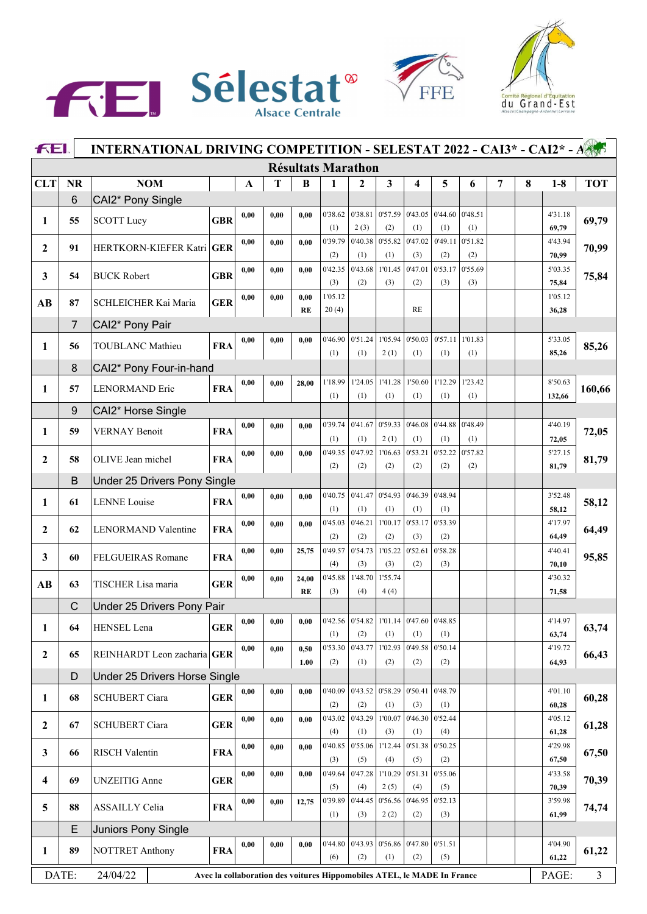# INTERNATIONAL DRIVING COMPETITION - SELESTAT 2022 - CAI3* - CAI2* - A

## Résultats Marathon

| CLT | NR | NOM | | A | T | B | 1 | 2 | 3 | 4 | 5 | 6 | 7 | 8 | 1-8 | TOT |
|---|---|---|---|---|---|---|---|---|---|---|---|---|---|---|---|---|
| | 6 | CAI2* Pony Single | | | | | | | | | | | | | | |
| 1 | 55 | SCOTT Lucy | GBR | 0,00 | 0,00 | 0,00 | 0'38.62 (1) | 0'38.81 2 (3) | 0'57.59 (2) | 0'43.05 (1) | 0'44.60 (1) | 0'48.51 (1) | | | 4'31.18 69,79 | 69,79 |
| 2 | 91 | HERTKORN-KIEFER Katri | GER | 0,00 | 0,00 | 0,00 | 0'39.79 (2) | 0'40.38 (1) | 0'55.82 (1) | 0'47.02 (3) | 0'49.11 (2) | 0'51.82 (2) | | | 4'43.94 70,99 | 70,99 |
| 3 | 54 | BUCK Robert | GBR | 0,00 | 0,00 | 0,00 | 0'42.35 (3) | 0'43.68 (2) | 1'01.45 (3) | 0'47.01 (2) | 0'53.17 (3) | 0'55.69 (3) | | | 5'03.35 75,84 | 75,84 |
| AB | 87 | SCHLEICHER Kai Maria | GER | 0,00 | 0,00 | 0,00 RE | 1'05.12 20 (4) | | | RE | | | | | 1'05.12 36,28 | |
| | 7 | CAI2* Pony Pair | | | | | | | | | | | | | | |
| 1 | 56 | TOUBLANC Mathieu | FRA | 0,00 | 0,00 | 0,00 | 0'46.90 (1) | 0'51.24 (1) | 1'05.94 2 (1) | 0'50.03 (1) | 0'57.11 (1) | 1'01.83 (1) | | | 5'33.05 85,26 | 85,26 |
| | 8 | CAI2* Pony Four-in-hand | | | | | | | | | | | | | | |
| 1 | 57 | LENORMAND Eric | FRA | 0,00 | 0,00 | 28,00 | 1'18.99 (1) | 1'24.05 (1) | 1'41.28 (1) | 1'50.60 (1) | 1'12.29 (1) | 1'23.42 (1) | | | 8'50.63 132,66 | 160,66 |
| | 9 | CAI2* Horse Single | | | | | | | | | | | | | | |
| 1 | 59 | VERNAY Benoit | FRA | 0,00 | 0,00 | 0,00 | 0'39.74 (1) | 0'41.67 (1) | 0'59.33 2 (1) | 0'46.08 (1) | 0'44.88 (1) | 0'48.49 (1) | | | 4'40.19 72,05 | 72,05 |
| 2 | 58 | OLIVE Jean michel | FRA | 0,00 | 0,00 | 0,00 | 0'49.35 (2) | 0'47.92 (2) | 1'06.63 (2) | 0'53.21 (2) | 0'52.22 (2) | 0'57.82 (2) | | | 5'27.15 81,79 | 81,79 |
| | B | Under 25 Drivers Pony Single | | | | | | | | | | | | | | |
| 1 | 61 | LENNE Louise | FRA | 0,00 | 0,00 | 0,00 | 0'40.75 (1) | 0'41.47 (1) | 0'54.93 (1) | 0'46.39 (1) | 0'48.94 (1) | | | | 3'52.48 58,12 | 58,12 |
| 2 | 62 | LENORMAND Valentine | FRA | 0,00 | 0,00 | 0,00 | 0'45.03 (2) | 0'46.21 (2) | 1'00.17 (2) | 0'53.17 (3) | 0'53.39 (2) | | | | 4'17.97 64,49 | 64,49 |
| 3 | 60 | FELGUEIRAS Romane | FRA | 0,00 | 0,00 | 25,75 | 0'49.57 (4) | 0'54.73 (3) | 1'05.22 (3) | 0'52.61 (2) | 0'58.28 (3) | | | | 4'40.41 70,10 | 95,85 |
| AB | 63 | TISCHER Lisa maria | GER | 0,00 | 0,00 | 24,00 RE | 0'45.88 (3) | 1'48.70 (4) | 1'55.74 4 (4) | | | | | | 4'30.32 71,58 | |
| | C | Under 25 Drivers Pony Pair | | | | | | | | | | | | | | |
| 1 | 64 | HENSEL Lena | GER | 0,00 | 0,00 | 0,00 | 0'42.56 (1) | 0'54.82 (2) | 1'01.14 (1) | 0'47.60 (1) | 0'48.85 (1) | | | | 4'14.97 63,74 | 63,74 |
| 2 | 65 | REINHARDT Leon zacharia | GER | 0,00 | 0,00 | 0,50 1.00 | 0'53.30 (2) | 0'43.77 (1) | 1'02.93 (2) | 0'49.58 (2) | 0'50.14 (2) | | | | 4'19.72 64,93 | 66,43 |
| | D | Under 25 Drivers Horse Single | | | | | | | | | | | | | | |
| 1 | 68 | SCHUBERT Ciara | GER | 0,00 | 0,00 | 0,00 | 0'40.09 (2) | 0'43.52 (2) | 0'58.29 (1) | 0'50.41 (3) | 0'48.79 (1) | | | | 4'01.10 60,28 | 60,28 |
| 2 | 67 | SCHUBERT Ciara | GER | 0,00 | 0,00 | 0,00 | 0'43.02 (4) | 0'43.29 (1) | 1'00.07 (3) | 0'46.30 (1) | 0'52.44 (4) | | | | 4'05.12 61,28 | 61,28 |
| 3 | 66 | RISCH Valentin | FRA | 0,00 | 0,00 | 0,00 | 0'40.85 (3) | 0'55.06 (5) | 1'12.44 (4) | 0'51.38 (5) | 0'50.25 (2) | | | | 4'29.98 67,50 | 67,50 |
| 4 | 69 | UNZEITIG Anne | GER | 0,00 | 0,00 | 0,00 | 0'49.64 (5) | 0'47.28 (4) | 1'10.29 2 (5) | 0'51.31 (4) | 0'55.06 (5) | | | | 4'33.58 70,39 | 70,39 |
| 5 | 88 | ASSAILLY Celia | FRA | 0,00 | 0,00 | 12,75 | 0'39.89 (1) | 0'44.45 (3) | 0'56.56 2 (2) | 0'46.95 (2) | 0'52.13 (3) | | | | 3'59.98 61,99 | 74,74 |
| | E | Juniors Pony Single | | | | | | | | | | | | | | |
| 1 | 89 | NOTTRET Anthony | FRA | 0,00 | 0,00 | 0,00 | 0'44.80 (6) | 0'43.93 (2) | 0'56.86 (1) | 0'47.80 (2) | 0'51.51 (5) | | | | 4'04.90 61,22 | 61,22 |

DATE: 24/04/22

Avec la collaboration des voitures Hippomobiles ATEL, le MADE In France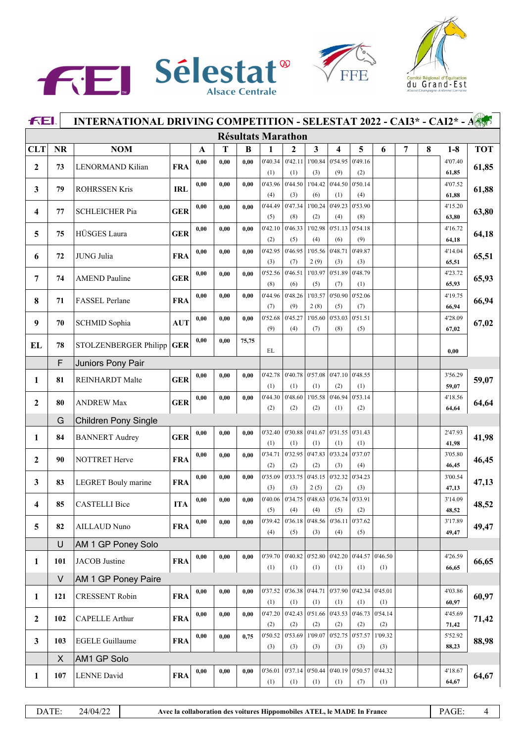# INTERNATIONAL DRIVING COMPETITION - SELESTAT 2022 - CAI3* - CAI2* - A

## Résultats Marathon

| CLT | NR | NOM | | A | T | B | 1 | 2 | 3 | 4 | 5 | 6 | 7 | 8 | 1-8 | TOT |
|---|---|---|---|---|---|---|---|---|---|---|---|---|---|---|---|---|
| 2 | 73 | LENORMAND Kilian | FRA | 0,00 | 0,00 | 0,00 | 0'40.34 (1) | 0'42.11 (1) | 1'00.84 (3) | 0'54.95 (9) | 0'49.16 (2) | | | | 4'07.40 61,85 | 61,85 |
| 3 | 79 | ROHRSSEN Kris | IRL | 0,00 | 0,00 | 0,00 | 0'43.96 (4) | 0'44.50 (3) | 1'04.42 (6) | 0'44.50 (1) | 0'50.14 (4) | | | | 4'07.52 61,88 | 61,88 |
| 4 | 77 | SCHLEICHER Pia | GER | 0,00 | 0,00 | 0,00 | 0'44.49 (5) | 0'47.34 (8) | 1'00.24 (2) | 0'49.23 (4) | 0'53.90 (8) | | | | 4'15.20 63,80 | 63,80 |
| 5 | 75 | HÜSGES Laura | GER | 0,00 | 0,00 | 0,00 | 0'42.10 (2) | 0'46.33 (5) | 1'02.98 (4) | 0'51.13 (6) | 0'54.18 (9) | | | | 4'16.72 64,18 | 64,18 |
| 6 | 72 | JUNG Julia | FRA | 0,00 | 0,00 | 0,00 | 0'42.95 (3) | 0'46.95 (7) | 1'05.56 2 (9) | 0'48.71 (3) | 0'49.87 (3) | | | | 4'14.04 65,51 | 65,51 |
| 7 | 74 | AMEND Pauline | GER | 0,00 | 0,00 | 0,00 | 0'52.56 (8) | 0'46.51 (6) | 1'03.97 (5) | 0'51.89 (7) | 0'48.79 (1) | | | | 4'23.72 65,93 | 65,93 |
| 8 | 71 | FASSEL Perlane | FRA | 0,00 | 0,00 | 0,00 | 0'44.96 (7) | 0'48.26 (9) | 1'03.57 2 (8) | 0'50.90 (5) | 0'52.06 (7) | | | | 4'19.75 66,94 | 66,94 |
| 9 | 70 | SCHMID Sophia | AUT | 0,00 | 0,00 | 0,00 | 0'52.68 (9) | 0'45.27 (4) | 1'05.60 (7) | 0'53.03 (8) | 0'51.51 (5) | | | | 4'28.09 67,02 | 67,02 |
| EL | 78 | STOLZENBERGER Philipp | GER | 0,00 | 0,00 | 75,75 | EL | | | | | | | | 0,00 | |
| | F | Juniors Pony Pair | | | | | | | | | | | | | | |
| 1 | 81 | REINHARDT Malte | GER | 0,00 | 0,00 | 0,00 | 0'42.78 (1) | 0'40.78 (1) | 0'57.08 (1) | 0'47.10 (2) | 0'48.55 (1) | | | | 3'56.29 59,07 | 59,07 |
| 2 | 80 | ANDREW Max | GER | 0,00 | 0,00 | 0,00 | 0'44.30 (2) | 0'48.60 (2) | 1'05.58 (2) | 0'46.94 (1) | 0'53.14 (2) | | | | 4'18.56 64,64 | 64,64 |
| | G | Children Pony Single | | | | | | | | | | | | | | |
| 1 | 84 | BANNERT Audrey | GER | 0,00 | 0,00 | 0,00 | 0'32.40 (1) | 0'30.88 (1) | 0'41.67 (1) | 0'31.55 (1) | 0'31.43 (1) | | | | 2'47.93 41,98 | 41,98 |
| 2 | 90 | NOTTRET Herve | FRA | 0,00 | 0,00 | 0,00 | 0'34.71 (2) | 0'32.95 (2) | 0'47.83 (2) | 0'33.24 (3) | 0'37.07 (4) | | | | 3'05.80 46,45 | 46,45 |
| 3 | 83 | LEGRET Bouly marine | FRA | 0,00 | 0,00 | 0,00 | 0'35.09 (3) | 0'33.75 (3) | 0'45.15 2 (5) | 0'32.32 (2) | 0'34.23 (3) | | | | 3'00.54 47,13 | 47,13 |
| 4 | 85 | CASTELLI Bice | ITA | 0,00 | 0,00 | 0,00 | 0'40.06 (5) | 0'34.75 (4) | 0'48.63 (4) | 0'36.74 (5) | 0'33.91 (2) | | | | 3'14.09 48,52 | 48,52 |
| 5 | 82 | AILLAUD Nuno | FRA | 0,00 | 0,00 | 0,00 | 0'39.42 (4) | 0'36.18 (5) | 0'48.56 (3) | 0'36.11 (4) | 0'37.62 (5) | | | | 3'17.89 49,47 | 49,47 |
| | U | AM 1 GP Poney Solo | | | | | | | | | | | | | | |
| 1 | 101 | JACOB Justine | FRA | 0,00 | 0,00 | 0,00 | 0'39.70 (1) | 0'40.82 (1) | 0'52.80 (1) | 0'42.20 (1) | 0'44.57 (1) | 0'46.50 (1) | | | 4'26.59 66,65 | 66,65 |
| | V | AM 1 GP Poney Paire | | | | | | | | | | | | | | |
| 1 | 121 | CRESSENT Robin | FRA | 0,00 | 0,00 | 0,00 | 0'37.52 (1) | 0'36.38 (1) | 0'44.71 (1) | 0'37.90 (1) | 0'42.34 (1) | 0'45.01 (1) | | | 4'03.86 60,97 | 60,97 |
| 2 | 102 | CAPELLE Arthur | FRA | 0,00 | 0,00 | 0,00 | 0'47.20 (2) | 0'42.43 (2) | 0'51.66 (2) | 0'43.53 (2) | 0'46.73 (2) | 0'54.14 (2) | | | 4'45.69 71,42 | 71,42 |
| 3 | 103 | EGELE Guillaume | FRA | 0,00 | 0,00 | 0,75 | 0'50.52 (3) | 0'53.69 (3) | 1'09.07 (3) | 0'52.75 (3) | 0'57.57 (3) | 1'09.32 (3) | | | 5'52.92 88,23 | 88,98 |
| | X | AM1 GP Solo | | | | | | | | | | | | | | |
| 1 | 107 | LENNE David | FRA | 0,00 | 0,00 | 0,00 | 0'36.01 (1) | 0'37.14 (1) | 0'50.44 (1) | 0'40.19 (1) | 0'50.57 (7) | 0'44.32 (1) | | | 4'18.67 64,67 | 64,67 |

DATE: 24/04/22 — Avec la collaboration des voitures Hippomobiles ATEL, le MADE In France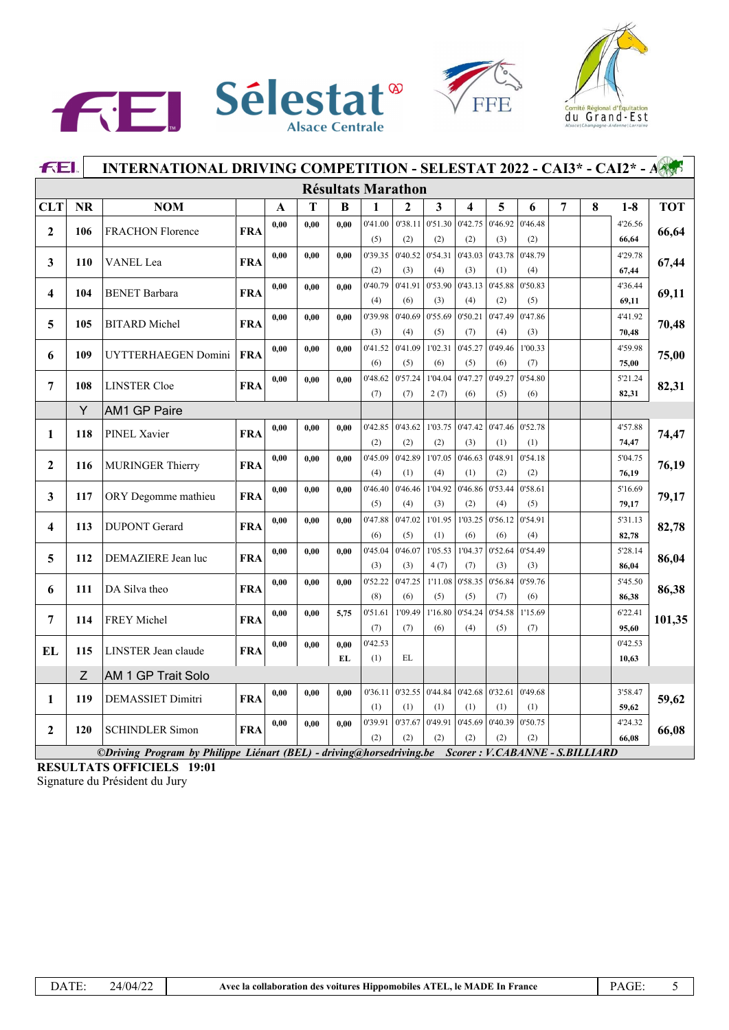# INTERNATIONAL DRIVING COMPETITION - SELESTAT 2022 - CAI3* - CAI2* - A

## Résultats Marathon

| CLT | NR | NOM | | A | T | B | 1 | 2 | 3 | 4 | 5 | 6 | 7 | 8 | 1-8 | TOT |
|---|---|---|---|---|---|---|---|---|---|---|---|---|---|---|---|---|
| 2 | 106 | FRACHON Florence | FRA | 0,00 | 0,00 | 0,00 | 0'41.00 (5) | 0'38.11 (2) | 0'51.30 (2) | 0'42.75 (2) | 0'46.92 (3) | 0'46.48 (2) | | | 4'26.56 66,64 | 66,64 |
| 3 | 110 | VANEL Lea | FRA | 0,00 | 0,00 | 0,00 | 0'39.35 (2) | 0'40.52 (3) | 0'54.31 (4) | 0'43.03 (3) | 0'43.78 (1) | 0'48.79 (4) | | | 4'29.78 67,44 | 67,44 |
| 4 | 104 | BENET Barbara | FRA | 0,00 | 0,00 | 0,00 | 0'40.79 (4) | 0'41.91 (6) | 0'53.90 (3) | 0'43.13 (4) | 0'45.88 (2) | 0'50.83 (5) | | | 4'36.44 69,11 | 69,11 |
| 5 | 105 | BITARD Michel | FRA | 0,00 | 0,00 | 0,00 | 0'39.98 (3) | 0'40.69 (4) | 0'55.69 (5) | 0'50.21 (7) | 0'47.49 (4) | 0'47.86 (3) | | | 4'41.92 70,48 | 70,48 |
| 6 | 109 | UYTTERHAEGEN Domini | FRA | 0,00 | 0,00 | 0,00 | 0'41.52 (6) | 0'41.09 (5) | 1'02.31 (6) | 0'45.27 (5) | 0'49.46 (6) | 1'00.33 (7) | | | 4'59.98 75,00 | 75,00 |
| 7 | 108 | LINSTER Cloe | FRA | 0,00 | 0,00 | 0,00 | 0'48.62 (7) | 0'57.24 (7) | 1'04.04 2 (7) | 0'47.27 (6) | 0'49.27 (5) | 0'54.80 (6) | | | 5'21.24 82,31 | 82,31 |
| | Y | AM1 GP Paire | | | | | | | | | | | | | | |
| 1 | 118 | PINEL Xavier | FRA | 0,00 | 0,00 | 0,00 | 0'42.85 (2) | 0'43.62 (2) | 1'03.75 (2) | 0'47.42 (3) | 0'47.46 (1) | 0'52.78 (1) | | | 4'57.88 74,47 | 74,47 |
| 2 | 116 | MURINGER Thierry | FRA | 0,00 | 0,00 | 0,00 | 0'45.09 (4) | 0'42.89 (1) | 1'07.05 (4) | 0'46.63 (1) | 0'48.91 (2) | 0'54.18 (2) | | | 5'04.75 76,19 | 76,19 |
| 3 | 117 | ORY Degomme mathieu | FRA | 0,00 | 0,00 | 0,00 | 0'46.40 (5) | 0'46.46 (4) | 1'04.92 (3) | 0'46.86 (2) | 0'53.44 (4) | 0'58.61 (5) | | | 5'16.69 79,17 | 79,17 |
| 4 | 113 | DUPONT Gerard | FRA | 0,00 | 0,00 | 0,00 | 0'47.88 (6) | 0'47.02 (5) | 1'01.95 (1) | 1'03.25 (6) | 0'56.12 (6) | 0'54.91 (4) | | | 5'31.13 82,78 | 82,78 |
| 5 | 112 | DEMAZIERE Jean luc | FRA | 0,00 | 0,00 | 0,00 | 0'45.04 (3) | 0'46.07 (3) | 1'05.53 4 (7) | 1'04.37 (7) | 0'52.64 (3) | 0'54.49 (3) | | | 5'28.14 86,04 | 86,04 |
| 6 | 111 | DA Silva theo | FRA | 0,00 | 0,00 | 0,00 | 0'52.22 (8) | 0'47.25 (6) | 1'11.08 (5) | 0'58.35 (5) | 0'56.84 (7) | 0'59.76 (6) | | | 5'45.50 86,38 | 86,38 |
| 7 | 114 | FREY Michel | FRA | 0,00 | 0,00 | 5,75 | 0'51.61 (7) | 1'09.49 (7) | 1'16.80 (6) | 0'54.24 (4) | 0'54.58 (5) | 1'15.69 (7) | | | 6'22.41 95,60 | 101,35 |
| EL | 115 | LINSTER Jean claude | FRA | 0,00 | 0,00 | 0,00 EL | 0'42.53 (1) | EL | | | | | | | 0'42.53 10,63 | |
| | Z | AM 1 GP Trait Solo | | | | | | | | | | | | | | |
| 1 | 119 | DEMASSIET Dimitri | FRA | 0,00 | 0,00 | 0,00 | 0'36.11 (1) | 0'32.55 (1) | 0'44.84 (1) | 0'42.68 (1) | 0'32.61 (1) | 0'49.68 (1) | | | 3'58.47 59,62 | 59,62 |
| 2 | 120 | SCHINDLER Simon | FRA | 0,00 | 0,00 | 0,00 | 0'39.91 (2) | 0'37.67 (2) | 0'49.91 (2) | 0'45.69 (2) | 0'40.39 (2) | 0'50.75 (2) | | | 4'24.32 66,08 | 66,08 |

*©Driving Program by Philippe Liénart (BEL) - driving@horsedriving.be Scorer : V.CABANNE - S.BILLIARD*

**RESULTATS OFFICIELS 19:01**

Signature du Président du Jury

DATE: 24/04/22 — Avec la collaboration des voitures Hippomobiles ATEL, le MADE In France